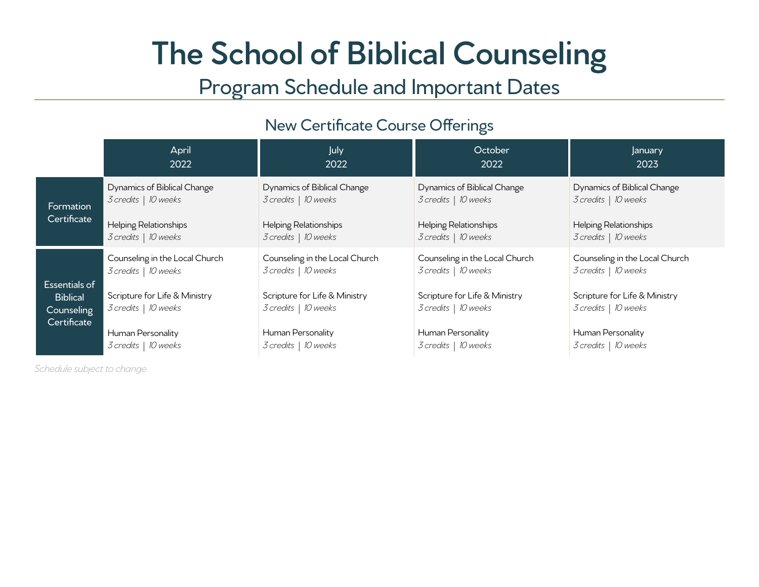# The School of Biblical Counseling

## Program Schedule and Important Dates

### New Certificate Course Offerings

| | April 2022 | July 2022 | October 2022 | January 2023 |
|---|---|---|---|---|
| Formation Certificate | Dynamics of Biblical Change<br>*3 credits \| 10 weeks*<br><br>Helping Relationships<br>*3 credits \| 10 weeks* | Dynamics of Biblical Change<br>*3 credits \| 10 weeks*<br><br>Helping Relationships<br>*3 credits \| 10 weeks* | Dynamics of Biblical Change<br>*3 credits \| 10 weeks*<br><br>Helping Relationships<br>*3 credits \| 10 weeks* | Dynamics of Biblical Change<br>*3 credits \| 10 weeks*<br><br>Helping Relationships<br>*3 credits \| 10 weeks* |
| Essentials of Biblical Counseling Certificate | Counseling in the Local Church<br>*3 credits \| 10 weeks*<br><br>Scripture for Life & Ministry<br>*3 credits \| 10 weeks*<br><br>Human Personality<br>*3 credits \| 10 weeks* | Counseling in the Local Church<br>*3 credits \| 10 weeks*<br><br>Scripture for Life & Ministry<br>*3 credits \| 10 weeks*<br><br>Human Personality<br>*3 credits \| 10 weeks* | Counseling in the Local Church<br>*3 credits \| 10 weeks*<br><br>Scripture for Life & Ministry<br>*3 credits \| 10 weeks*<br><br>Human Personality<br>*3 credits \| 10 weeks* | Counseling in the Local Church<br>*3 credits \| 10 weeks*<br><br>Scripture for Life & Ministry<br>*3 credits \| 10 weeks*<br><br>Human Personality<br>*3 credits \| 10 weeks* |

*Schedule subject to change*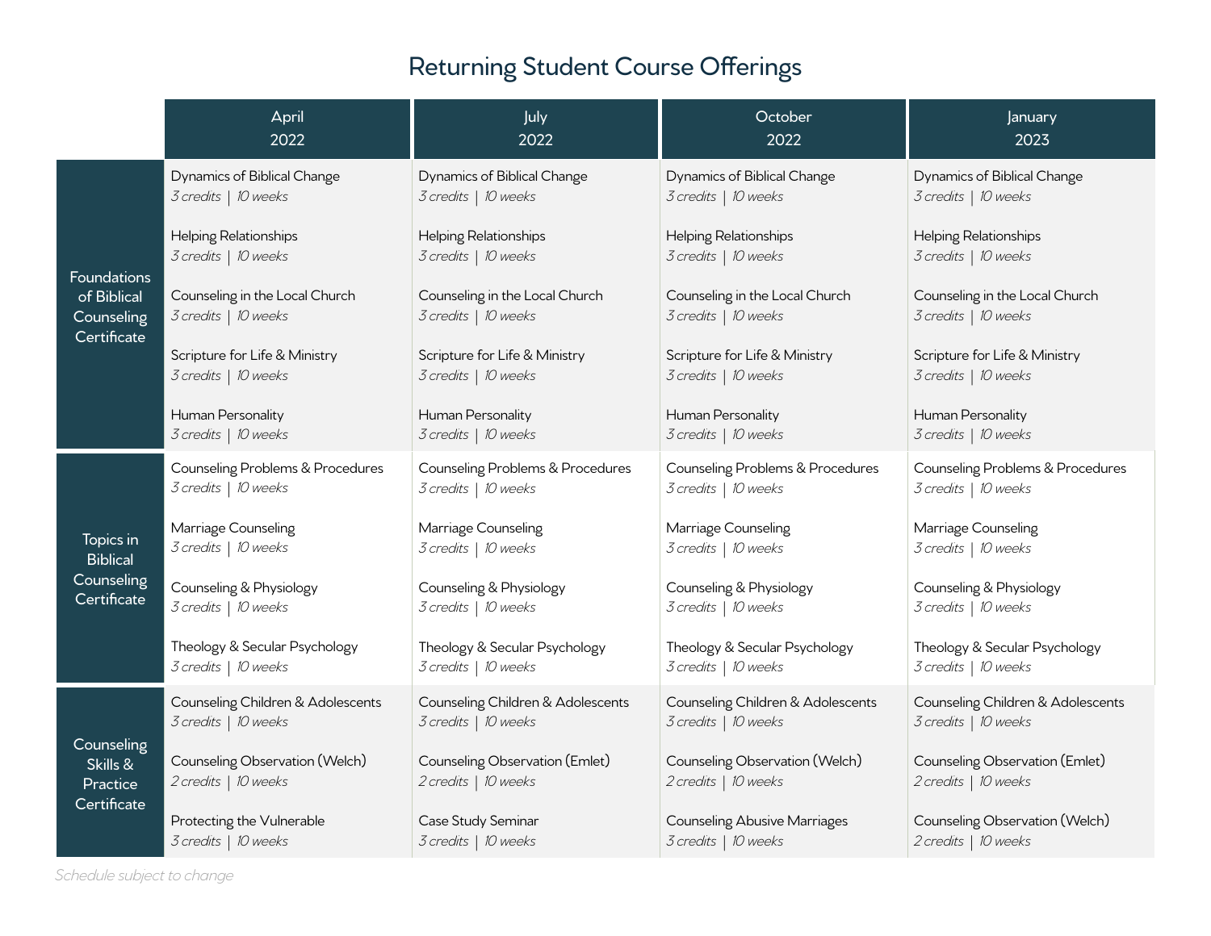# Returning Student Course Offerings

| | April 2022 | July 2022 | October 2022 | January 2023 |
|---|---|---|---|---|
| Foundations of Biblical Counseling Certificate | Dynamics of Biblical Change<br>*3 credits \| 10 weeks* | Dynamics of Biblical Change<br>*3 credits \| 10 weeks* | Dynamics of Biblical Change<br>*3 credits \| 10 weeks* | Dynamics of Biblical Change<br>*3 credits \| 10 weeks* |
| | Helping Relationships<br>*3 credits \| 10 weeks* | Helping Relationships<br>*3 credits \| 10 weeks* | Helping Relationships<br>*3 credits \| 10 weeks* | Helping Relationships<br>*3 credits \| 10 weeks* |
| | Counseling in the Local Church<br>*3 credits \| 10 weeks* | Counseling in the Local Church<br>*3 credits \| 10 weeks* | Counseling in the Local Church<br>*3 credits \| 10 weeks* | Counseling in the Local Church<br>*3 credits \| 10 weeks* |
| | Scripture for Life & Ministry<br>*3 credits \| 10 weeks* | Scripture for Life & Ministry<br>*3 credits \| 10 weeks* | Scripture for Life & Ministry<br>*3 credits \| 10 weeks* | Scripture for Life & Ministry<br>*3 credits \| 10 weeks* |
| | Human Personality<br>*3 credits \| 10 weeks* | Human Personality<br>*3 credits \| 10 weeks* | Human Personality<br>*3 credits \| 10 weeks* | Human Personality<br>*3 credits \| 10 weeks* |
| Topics in Biblical Counseling Certificate | Counseling Problems & Procedures<br>*3 credits \| 10 weeks* | Counseling Problems & Procedures<br>*3 credits \| 10 weeks* | Counseling Problems & Procedures<br>*3 credits \| 10 weeks* | Counseling Problems & Procedures<br>*3 credits \| 10 weeks* |
| | Marriage Counseling<br>*3 credits \| 10 weeks* | Marriage Counseling<br>*3 credits \| 10 weeks* | Marriage Counseling<br>*3 credits \| 10 weeks* | Marriage Counseling<br>*3 credits \| 10 weeks* |
| | Counseling & Physiology<br>*3 credits \| 10 weeks* | Counseling & Physiology<br>*3 credits \| 10 weeks* | Counseling & Physiology<br>*3 credits \| 10 weeks* | Counseling & Physiology<br>*3 credits \| 10 weeks* |
| | Theology & Secular Psychology<br>*3 credits \| 10 weeks* | Theology & Secular Psychology<br>*3 credits \| 10 weeks* | Theology & Secular Psychology<br>*3 credits \| 10 weeks* | Theology & Secular Psychology<br>*3 credits \| 10 weeks* |
| Counseling Skills & Practice Certificate | Counseling Children & Adolescents<br>*3 credits \| 10 weeks* | Counseling Children & Adolescents<br>*3 credits \| 10 weeks* | Counseling Children & Adolescents<br>*3 credits \| 10 weeks* | Counseling Children & Adolescents<br>*3 credits \| 10 weeks* |
| | Counseling Observation (Welch)<br>*2 credits \| 10 weeks* | Counseling Observation (Emlet)<br>*2 credits \| 10 weeks* | Counseling Observation (Welch)<br>*2 credits \| 10 weeks* | Counseling Observation (Emlet)<br>*2 credits \| 10 weeks* |
| | Protecting the Vulnerable<br>*3 credits \| 10 weeks* | Case Study Seminar<br>*3 credits \| 10 weeks* | Counseling Abusive Marriages<br>*3 credits \| 10 weeks* | Counseling Observation (Welch)<br>*2 credits \| 10 weeks* |

*Schedule subject to change*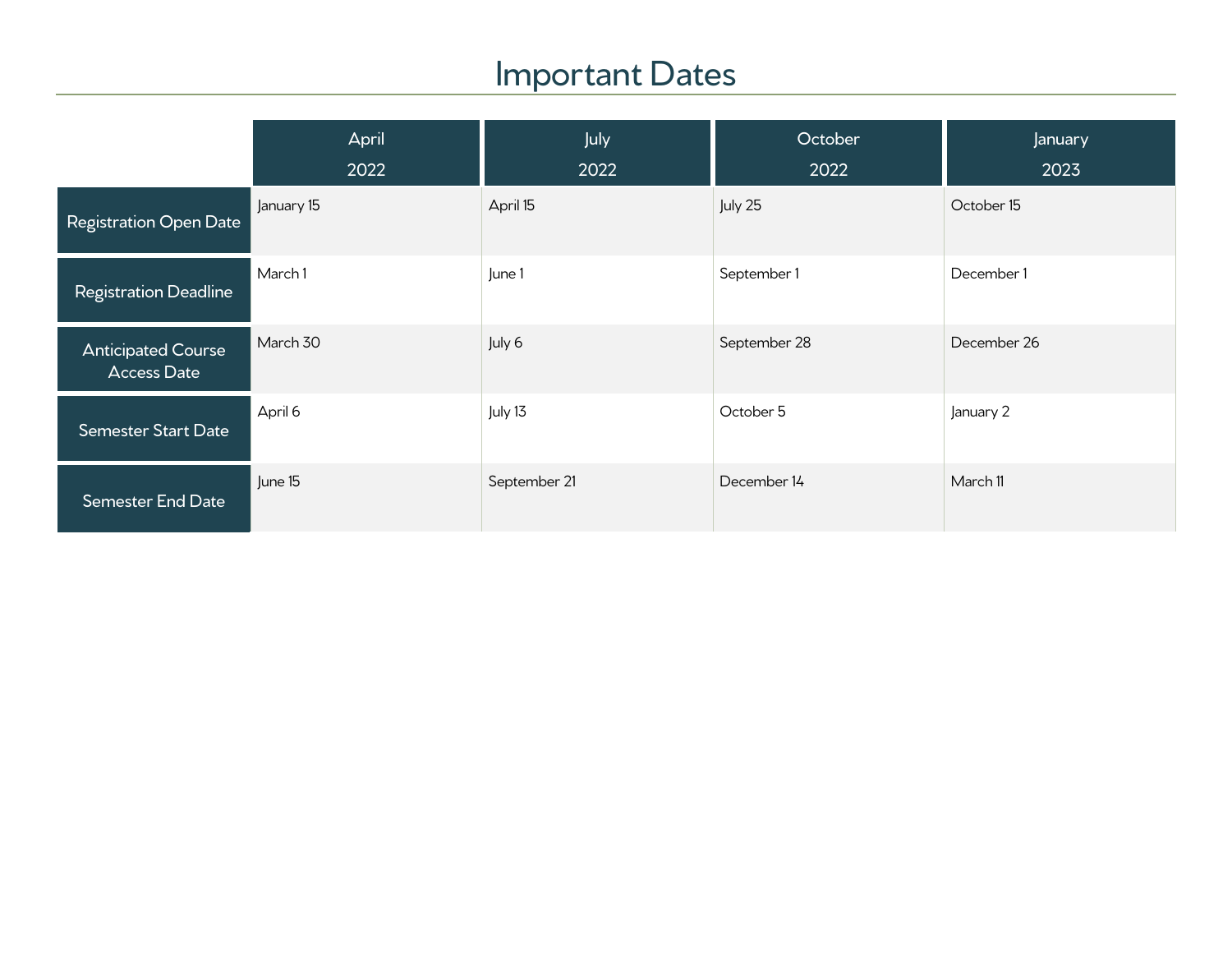# Important Dates

| | April 2022 | July 2022 | October 2022 | January 2023 |
|---|---|---|---|---|
| Registration Open Date | January 15 | April 15 | July 25 | October 15 |
| Registration Deadline | March 1 | June 1 | September 1 | December 1 |
| Anticipated Course Access Date | March 30 | July 6 | September 28 | December 26 |
| Semester Start Date | April 6 | July 13 | October 5 | January 2 |
| Semester End Date | June 15 | September 21 | December 14 | March 11 |